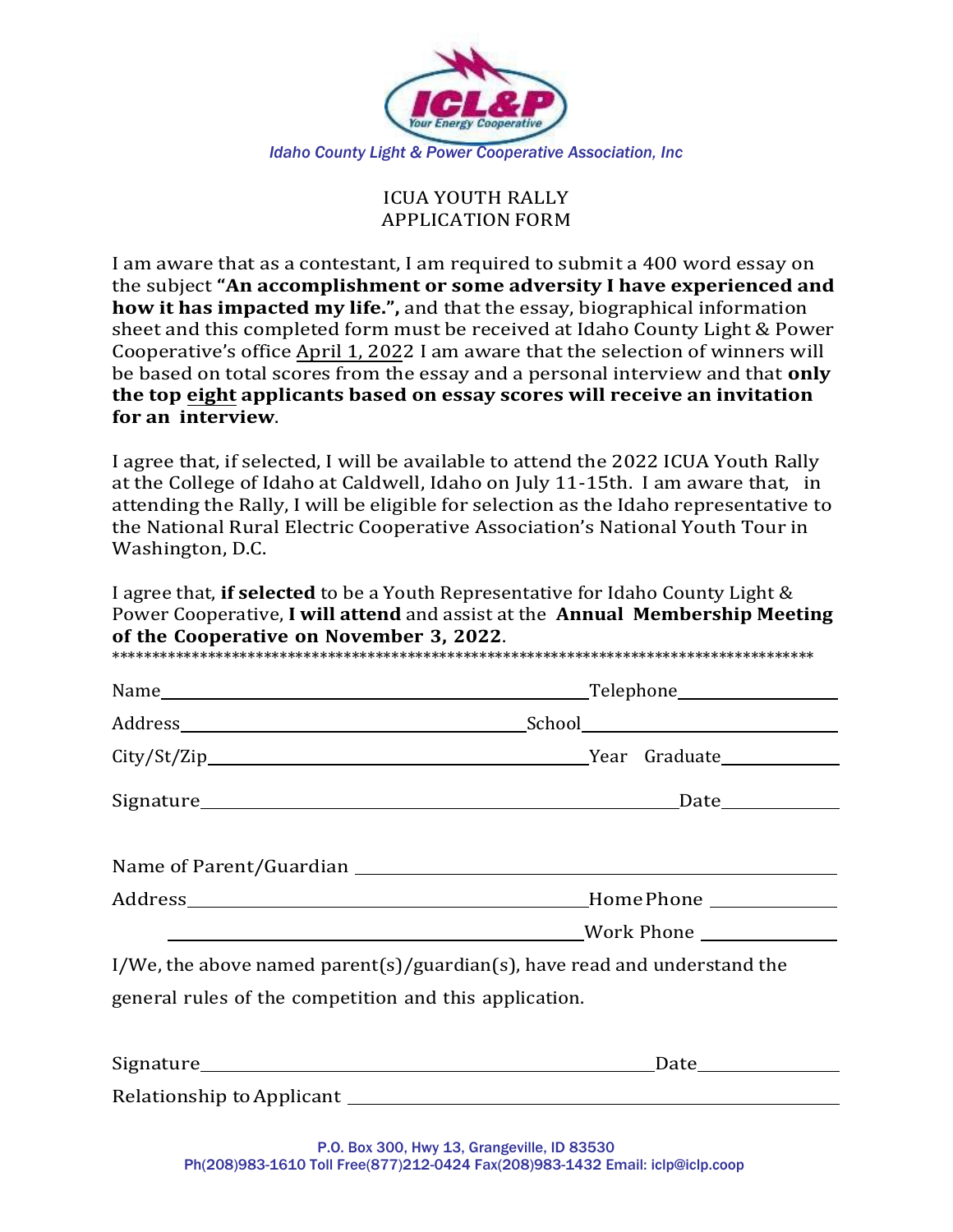ICL&P

*Your Energy Cooperative*

*Idaho County Light & Power Cooperative Association, Inc*

# ICUA YOUTH RALLY
# APPLICATION FORM

I am aware that as a contestant, I am required to submit a 400 word essay on the subject **"An accomplishment or some adversity I have experienced and how it has impacted my life.",** and that the essay, biographical information sheet and this completed form must be received at Idaho County Light & Power Cooperative's office April 1, 2022 I am aware that the selection of winners will be based on total scores from the essay and a personal interview and that **only the top eight applicants based on essay scores will receive an invitation for an interview**.

I agree that, if selected, I will be available to attend the 2022 ICUA Youth Rally at the College of Idaho at Caldwell, Idaho on July 11-15th. I am aware that, in attending the Rally, I will be eligible for selection as the Idaho representative to the National Rural Electric Cooperative Association's National Youth Tour in Washington, D.C.

I agree that, **if selected** to be a Youth Representative for Idaho County Light & Power Cooperative, **I will attend** and assist at the **Annual Membership Meeting of the Cooperative on November 3, 2022**.

*************************************************************************************

Name\_\_\_\_\_\_\_\_\_\_\_\_\_\_\_\_\_\_\_\_\_\_\_\_\_\_\_\_\_\_\_\_\_\_\_\_\_\_\_\_ Telephone\_\_\_\_\_\_\_\_\_\_\_\_\_\_\_\_

Address\_\_\_\_\_\_\_\_\_\_\_\_\_\_\_\_\_\_\_\_\_\_\_\_\_\_\_\_\_\_\_\_ School\_\_\_\_\_\_\_\_\_\_\_\_\_\_\_\_\_\_\_\_\_\_\_\_\_

City/St/Zip\_\_\_\_\_\_\_\_\_\_\_\_\_\_\_\_\_\_\_\_\_\_\_\_\_\_\_\_\_\_\_\_\_\_\_\_ Year Graduate\_\_\_\_\_\_\_\_\_\_\_\_

Signature\_\_\_\_\_\_\_\_\_\_\_\_\_\_\_\_\_\_\_\_\_\_\_\_\_\_\_\_\_\_\_\_\_\_\_\_\_\_\_\_\_\_\_\_\_\_ Date\_\_\_\_\_\_\_\_\_\_\_\_

Name of Parent/Guardian \_\_\_\_\_\_\_\_\_\_\_\_\_\_\_\_\_\_\_\_\_\_\_\_\_\_\_\_\_\_\_\_\_\_\_\_\_\_\_\_\_\_\_\_\_\_

Address\_\_\_\_\_\_\_\_\_\_\_\_\_\_\_\_\_\_\_\_\_\_\_\_\_\_\_\_\_\_\_\_\_\_\_\_\_\_\_ Home Phone \_\_\_\_\_\_\_\_\_\_\_\_

\_\_\_\_\_\_\_\_\_\_\_\_\_\_\_\_\_\_\_\_\_\_\_\_\_\_\_\_\_\_\_\_\_\_\_\_\_\_\_\_ Work Phone \_\_\_\_\_\_\_\_\_\_\_\_\_

I/We, the above named parent(s)/guardian(s), have read and understand the general rules of the competition and this application.

Signature\_\_\_\_\_\_\_\_\_\_\_\_\_\_\_\_\_\_\_\_\_\_\_\_\_\_\_\_\_\_\_\_\_\_\_\_\_\_\_\_\_\_\_\_ Date\_\_\_\_\_\_\_\_\_\_\_\_\_\_

Relationship to Applicant \_\_\_\_\_\_\_\_\_\_\_\_\_\_\_\_\_\_\_\_\_\_\_\_\_\_\_\_\_\_\_\_\_\_\_\_\_\_\_\_\_\_\_\_\_\_

P.O. Box 300, Hwy 13, Grangeville, ID 83530
Ph(208)983-1610 Toll Free(877)212-0424 Fax(208)983-1432 Email: iclp@iclp.coop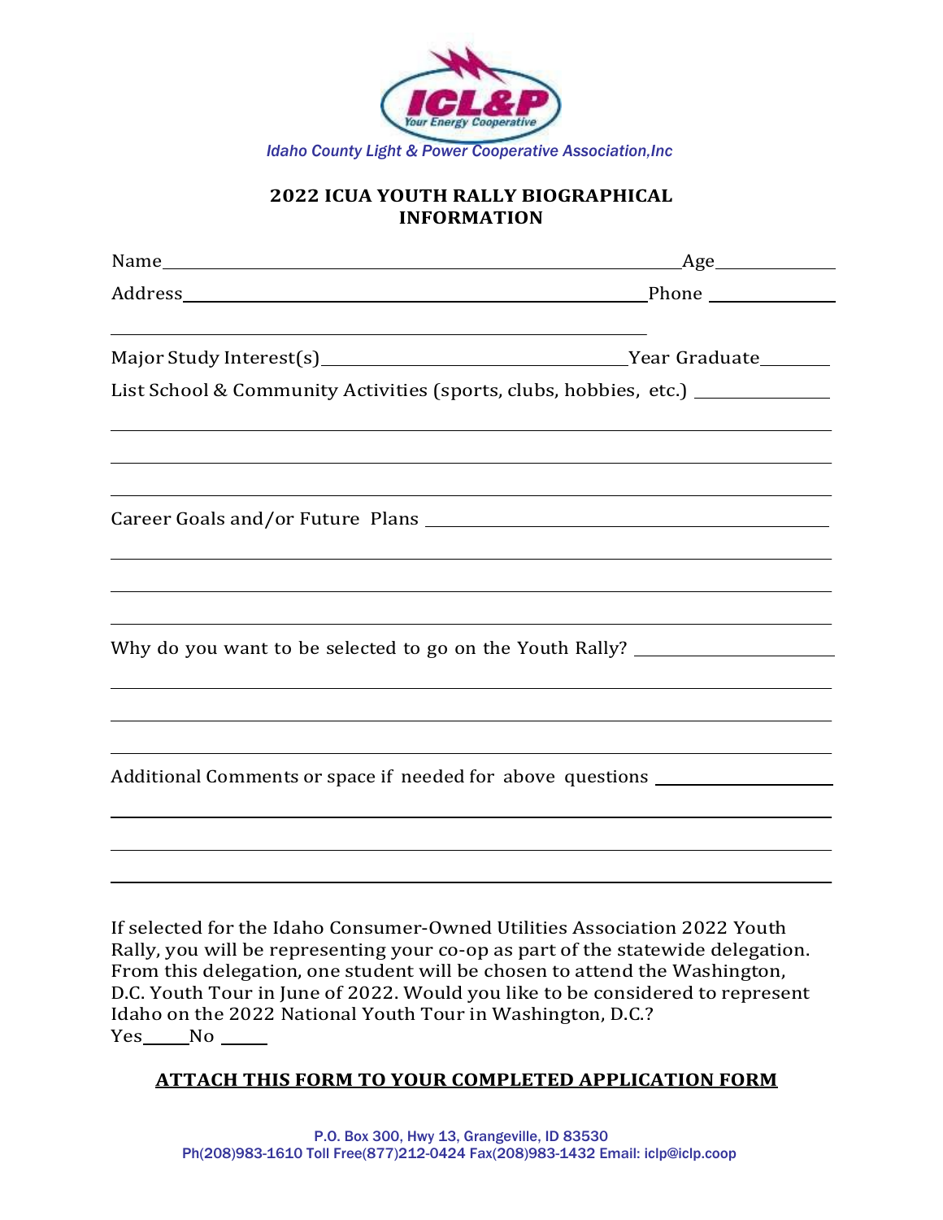ICL&P

*Your Energy Cooperative*

*Idaho County Light & Power Cooperative Association,Inc*

## 2022 ICUA YOUTH RALLY BIOGRAPHICAL INFORMATION

Name_______________________________________________Age___________

Address____________________________________________Phone ___________

__________________________________________________

Major Study Interest(s)____________________________Year Graduate_______

List School & Community Activities (sports, clubs, hobbies, etc.) ____________

______________________________________________________________________

______________________________________________________________________

______________________________________________________________________

Career Goals and/or Future Plans ______________________________________

______________________________________________________________________

______________________________________________________________________

______________________________________________________________________

Why do you want to be selected to go on the Youth Rally? __________________

______________________________________________________________________

______________________________________________________________________

______________________________________________________________________

Additional Comments or space if needed for above questions ________________

______________________________________________________________________

______________________________________________________________________

______________________________________________________________________

If selected for the Idaho Consumer-Owned Utilities Association 2022 Youth Rally, you will be representing your co-op as part of the statewide delegation. From this delegation, one student will be chosen to attend the Washington, D.C. Youth Tour in June of 2022. Would you like to be considered to represent Idaho on the 2022 National Youth Tour in Washington, D.C.?

Yes_____No _____

**ATTACH THIS FORM TO YOUR COMPLETED APPLICATION FORM**

P.O. Box 300, Hwy 13, Grangeville, ID 83530
Ph(208)983-1610 Toll Free(877)212-0424 Fax(208)983-1432 Email: iclp@iclp.coop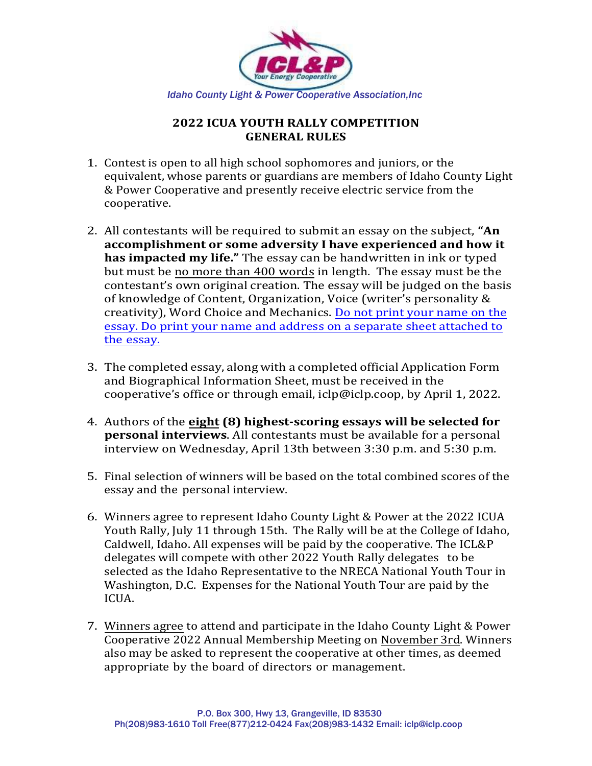ICL&P

Your Energy Cooperative

*Idaho County Light & Power Cooperative Association,Inc*

## 2022 ICUA YOUTH RALLY COMPETITION GENERAL RULES

1. Contest is open to all high school sophomores and juniors, or the equivalent, whose parents or guardians are members of Idaho County Light & Power Cooperative and presently receive electric service from the cooperative.

2. All contestants will be required to submit an essay on the subject, **"An accomplishment or some adversity I have experienced and how it has impacted my life."** The essay can be handwritten in ink or typed but must be no more than 400 words in length. The essay must be the contestant's own original creation. The essay will be judged on the basis of knowledge of Content, Organization, Voice (writer's personality & creativity), Word Choice and Mechanics. Do not print your name on the essay. Do print your name and address on a separate sheet attached to the essay.

3. The completed essay, along with a completed official Application Form and Biographical Information Sheet, must be received in the cooperative's office or through email, iclp@iclp.coop, by April 1, 2022.

4. Authors of the **eight (8) highest-scoring essays will be selected for personal interviews**. All contestants must be available for a personal interview on Wednesday, April 13th between 3:30 p.m. and 5:30 p.m.

5. Final selection of winners will be based on the total combined scores of the essay and the personal interview.

6. Winners agree to represent Idaho County Light & Power at the 2022 ICUA Youth Rally, July 11 through 15th. The Rally will be at the College of Idaho, Caldwell, Idaho. All expenses will be paid by the cooperative. The ICL&P delegates will compete with other 2022 Youth Rally delegates to be selected as the Idaho Representative to the NRECA National Youth Tour in Washington, D.C. Expenses for the National Youth Tour are paid by the ICUA.

7. Winners agree to attend and participate in the Idaho County Light & Power Cooperative 2022 Annual Membership Meeting on November 3rd. Winners also may be asked to represent the cooperative at other times, as deemed appropriate by the board of directors or management.

P.O. Box 300, Hwy 13, Grangeville, ID 83530
Ph(208)983-1610 Toll Free(877)212-0424 Fax(208)983-1432 Email: iclp@iclp.coop